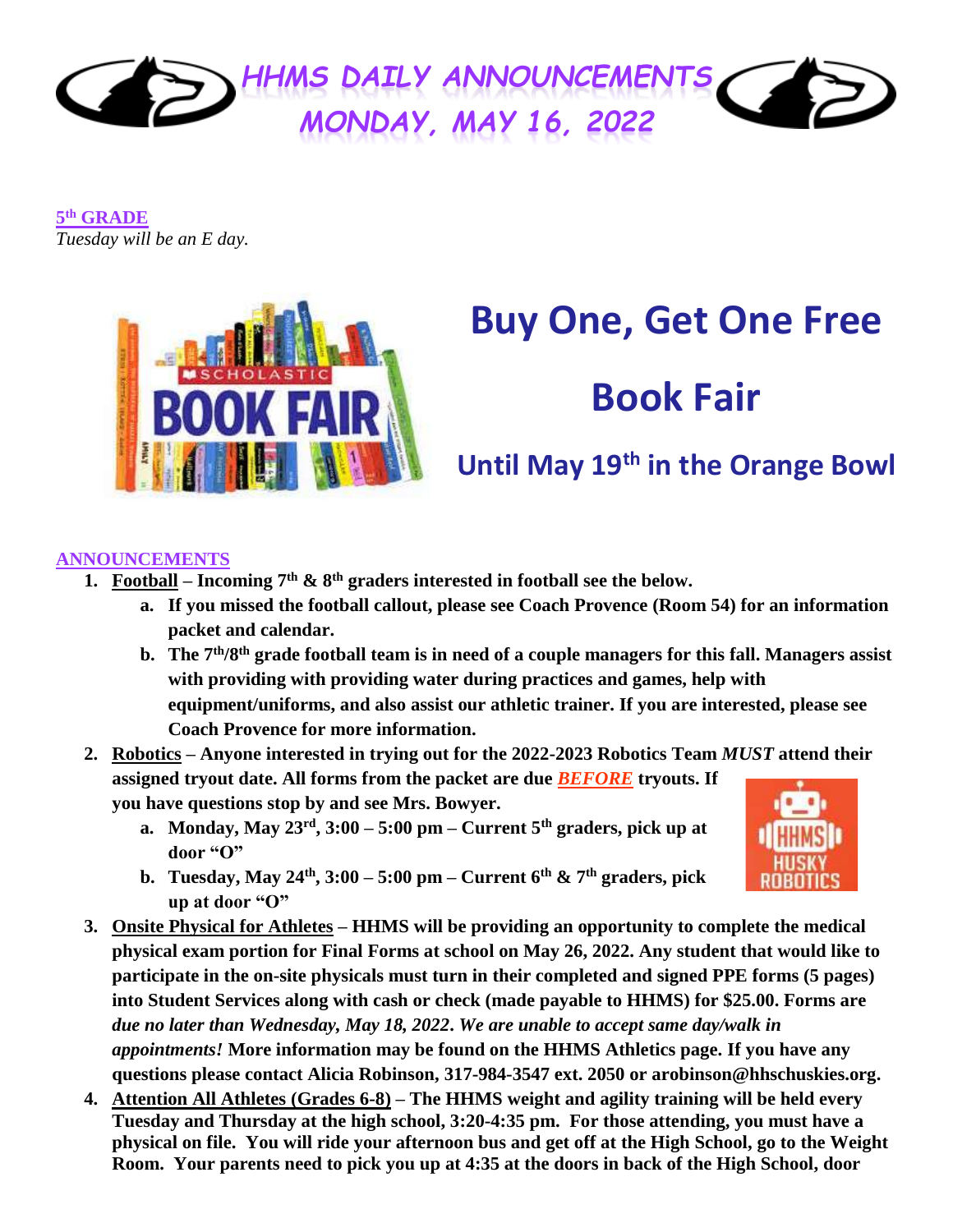# HHMS DAILY ANNOUNCEMENTS
## MONDAY, MAY 16, 2022

**5th GRADE**

*Tuesday will be an E day.*

# Buy One, Get One Free

# Book Fair

## Until May 19th in the Orange Bowl

**ANNOUNCEMENTS**

1. **Football – Incoming 7th & 8th graders interested in football see the below.**
   a. **If you missed the football callout, please see Coach Provence (Room 54) for an information packet and calendar.**
   b. **The 7th/8th grade football team is in need of a couple managers for this fall. Managers assist with providing with providing water during practices and games, help with equipment/uniforms, and also assist our athletic trainer. If you are interested, please see Coach Provence for more information.**
2. **Robotics – Anyone interested in trying out for the 2022-2023 Robotics Team *MUST* attend their assigned tryout date. All forms from the packet are due *BEFORE* tryouts. If you have questions stop by and see Mrs. Bowyer.**
   a. **Monday, May 23rd, 3:00 – 5:00 pm – Current 5th graders, pick up at door "O"**
   b. **Tuesday, May 24th, 3:00 – 5:00 pm – Current 6th & 7th graders, pick up at door "O"**
3. **Onsite Physical for Athletes – HHMS will be providing an opportunity to complete the medical physical exam portion for Final Forms at school on May 26, 2022. Any student that would like to participate in the on-site physicals must turn in their completed and signed PPE forms (5 pages) into Student Services along with cash or check (made payable to HHMS) for $25.00. Forms are *due no later than Wednesday, May 18, 2022. We are unable to accept same day/walk in appointments!* More information may be found on the HHMS Athletics page. If you have any questions please contact Alicia Robinson, 317-984-3547 ext. 2050 or arobinson@hhschuskies.org.**
4. **Attention All Athletes (Grades 6-8) – The HHMS weight and agility training will be held every Tuesday and Thursday at the high school, 3:20-4:35 pm. For those attending, you must have a physical on file. You will ride your afternoon bus and get off at the High School, go to the Weight Room. Your parents need to pick you up at 4:35 at the doors in back of the High School, door**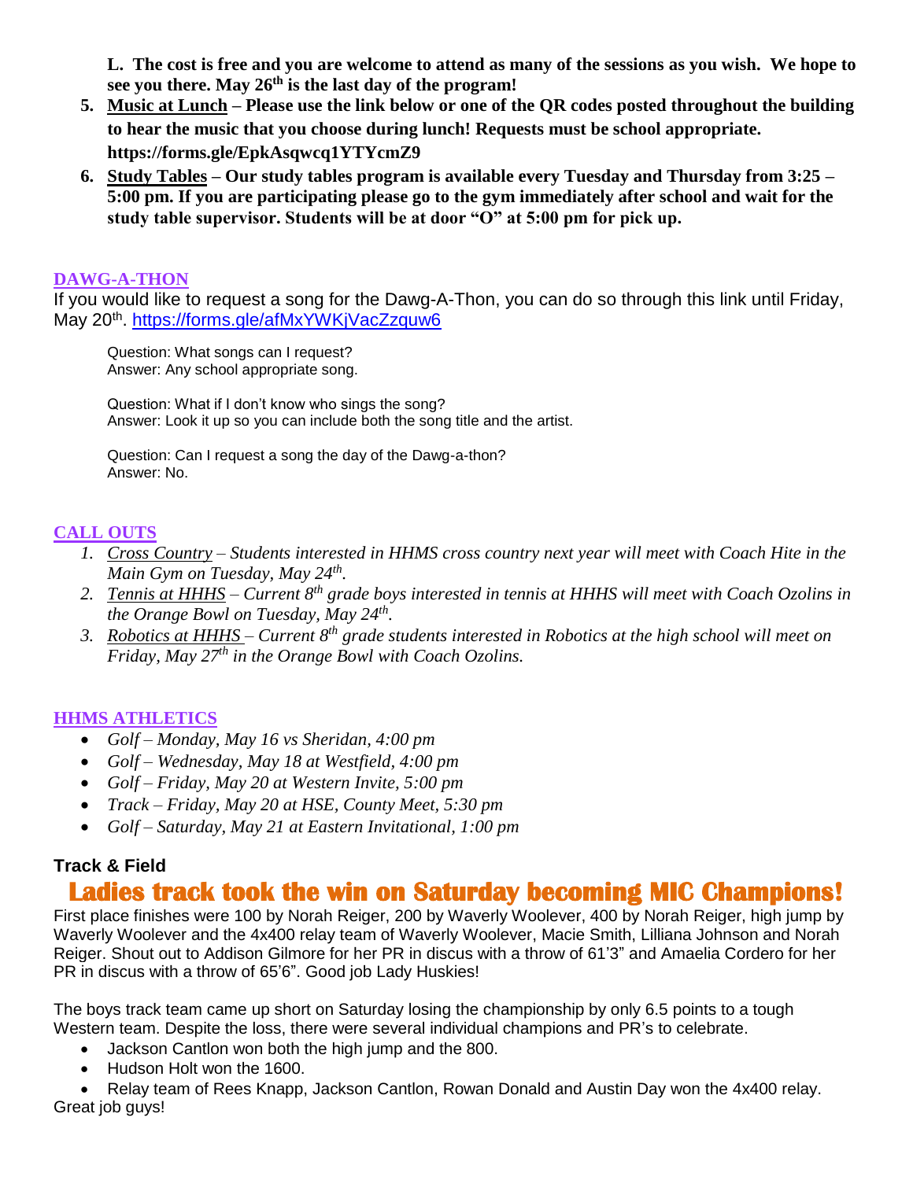**L. The cost is free and you are welcome to attend as many of the sessions as you wish. We hope to see you there. May 26th is the last day of the program!**

5. **Music at Lunch – Please use the link below or one of the QR codes posted throughout the building to hear the music that you choose during lunch! Requests must be school appropriate. https://forms.gle/EpkAsqwcq1YTYcmZ9**
6. **Study Tables – Our study tables program is available every Tuesday and Thursday from 3:25 – 5:00 pm. If you are participating please go to the gym immediately after school and wait for the study table supervisor. Students will be at door "O" at 5:00 pm for pick up.**

## DAWG-A-THON

If you would like to request a song for the Dawg-A-Thon, you can do so through this link until Friday, May 20th. https://forms.gle/afMxYWKjVacZzquw6

Question: What songs can I request?
Answer: Any school appropriate song.

Question: What if I don't know who sings the song?
Answer: Look it up so you can include both the song title and the artist.

Question: Can I request a song the day of the Dawg-a-thon?
Answer: No.

## CALL OUTS

1. *Cross Country – Students interested in HHMS cross country next year will meet with Coach Hite in the Main Gym on Tuesday, May 24th.*
2. *Tennis at HHHS – Current 8th grade boys interested in tennis at HHHS will meet with Coach Ozolins in the Orange Bowl on Tuesday, May 24th.*
3. *Robotics at HHHS – Current 8th grade students interested in Robotics at the high school will meet on Friday, May 27th in the Orange Bowl with Coach Ozolins.*

## HHMS ATHLETICS

- *Golf – Monday, May 16 vs Sheridan, 4:00 pm*
- *Golf – Wednesday, May 18 at Westfield, 4:00 pm*
- *Golf – Friday, May 20 at Western Invite, 5:00 pm*
- *Track – Friday, May 20 at HSE, County Meet, 5:30 pm*
- *Golf – Saturday, May 21 at Eastern Invitational, 1:00 pm*

### Track & Field

## Ladies track took the win on Saturday becoming MIC Champions!

First place finishes were 100 by Norah Reiger, 200 by Waverly Woolever, 400 by Norah Reiger, high jump by Waverly Woolever and the 4x400 relay team of Waverly Woolever, Macie Smith, Lilliana Johnson and Norah Reiger. Shout out to Addison Gilmore for her PR in discus with a throw of 61'3" and Amaelia Cordero for her PR in discus with a throw of 65'6". Good job Lady Huskies!

The boys track team came up short on Saturday losing the championship by only 6.5 points to a tough Western team. Despite the loss, there were several individual champions and PR's to celebrate.

- Jackson Cantlon won both the high jump and the 800.
- Hudson Holt won the 1600.
- Relay team of Rees Knapp, Jackson Cantlon, Rowan Donald and Austin Day won the 4x400 relay.

Great job guys!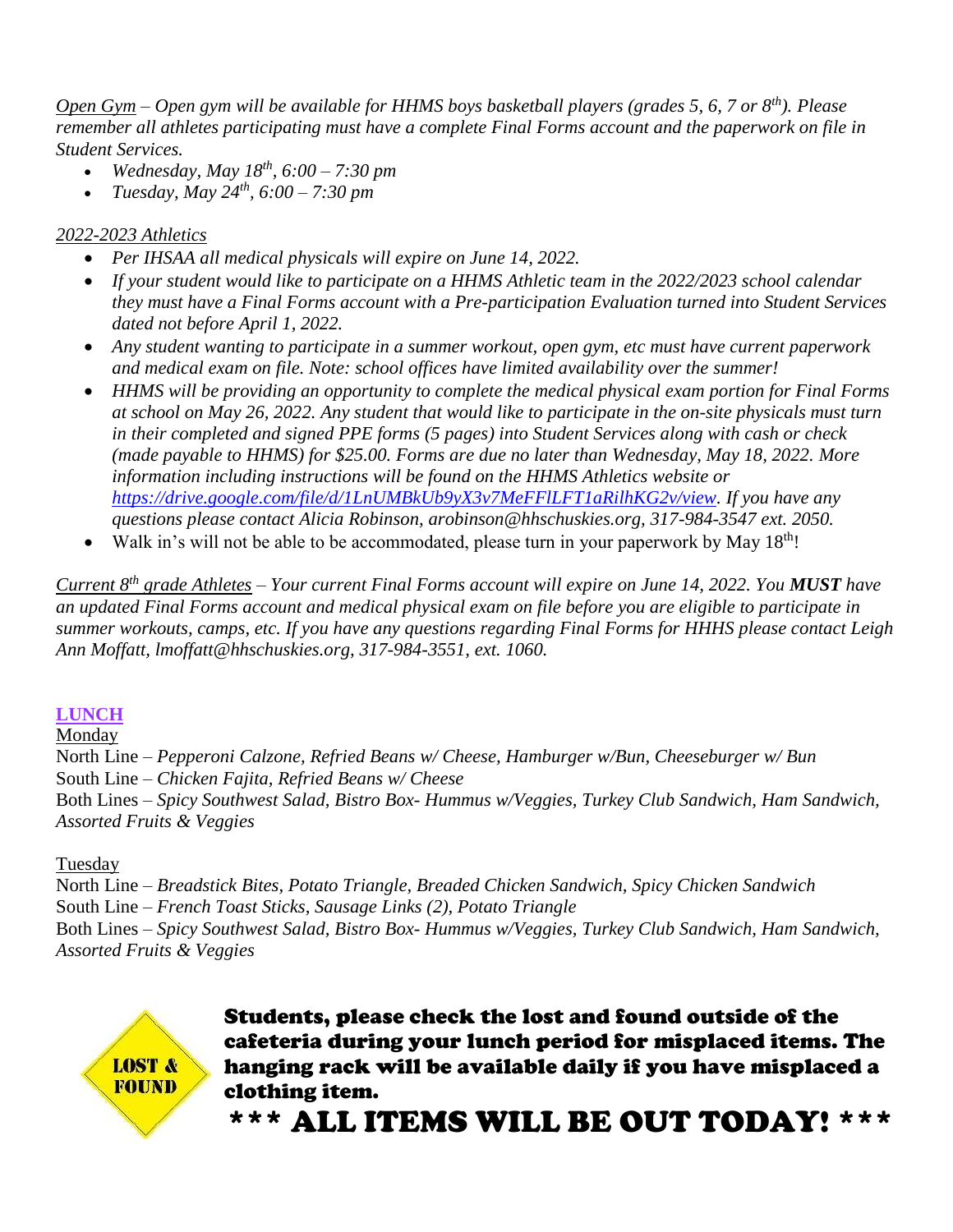*<u>Open Gym</u> – Open gym will be available for HHMS boys basketball players (grades 5, 6, 7 or 8th). Please remember all athletes participating must have a complete Final Forms account and the paperwork on file in Student Services.*

- *Wednesday, May 18th, 6:00 – 7:30 pm*
- *Tuesday, May 24th, 6:00 – 7:30 pm*

*<u>2022-2023 Athletics</u>*

- *Per IHSAA all medical physicals will expire on June 14, 2022.*
- *If your student would like to participate on a HHMS Athletic team in the 2022/2023 school calendar they must have a Final Forms account with a Pre-participation Evaluation turned into Student Services dated not before April 1, 2022.*
- *Any student wanting to participate in a summer workout, open gym, etc must have current paperwork and medical exam on file. Note: school offices have limited availability over the summer!*
- *HHMS will be providing an opportunity to complete the medical physical exam portion for Final Forms at school on May 26, 2022. Any student that would like to participate in the on-site physicals must turn in their completed and signed PPE forms (5 pages) into Student Services along with cash or check (made payable to HHMS) for $25.00. Forms are due no later than Wednesday, May 18, 2022. More information including instructions will be found on the HHMS Athletics website or [https://drive.google.com/file/d/1LnUMBkUb9yX3v7MeFFlLFT1aRilhKG2v/view](https://drive.google.com/file/d/1LnUMBkUb9yX3v7MeFFlLFT1aRilhKG2v/view). If you have any questions please contact Alicia Robinson, arobinson@hhschuskies.org, 317-984-3547 ext. 2050.*
- Walk in's will not be able to be accommodated, please turn in your paperwork by May 18th!

*<u>Current 8th grade Athletes</u> – Your current Final Forms account will expire on June 14, 2022. You **MUST** have an updated Final Forms account and medical physical exam on file before you are eligible to participate in summer workouts, camps, etc. If you have any questions regarding Final Forms for HHHS please contact Leigh Ann Moffatt, lmoffatt@hhschuskies.org, 317-984-3551, ext. 1060.*

## LUNCH

<u>Monday</u>

North Line – *Pepperoni Calzone, Refried Beans w/ Cheese, Hamburger w/Bun, Cheeseburger w/ Bun*
South Line – *Chicken Fajita, Refried Beans w/ Cheese*
Both Lines – *Spicy Southwest Salad, Bistro Box- Hummus w/Veggies, Turkey Club Sandwich, Ham Sandwich, Assorted Fruits & Veggies*

<u>Tuesday</u>

North Line – *Breadstick Bites, Potato Triangle, Breaded Chicken Sandwich, Spicy Chicken Sandwich*
South Line – *French Toast Sticks, Sausage Links (2), Potato Triangle*
Both Lines – *Spicy Southwest Salad, Bistro Box- Hummus w/Veggies, Turkey Club Sandwich, Ham Sandwich, Assorted Fruits & Veggies*

LOST & FOUND

**Students, please check the lost and found outside of the cafeteria during your lunch period for misplaced items. The hanging rack will be available daily if you have misplaced a clothing item.**

**\*\*\* ALL ITEMS WILL BE OUT TODAY! \*\*\***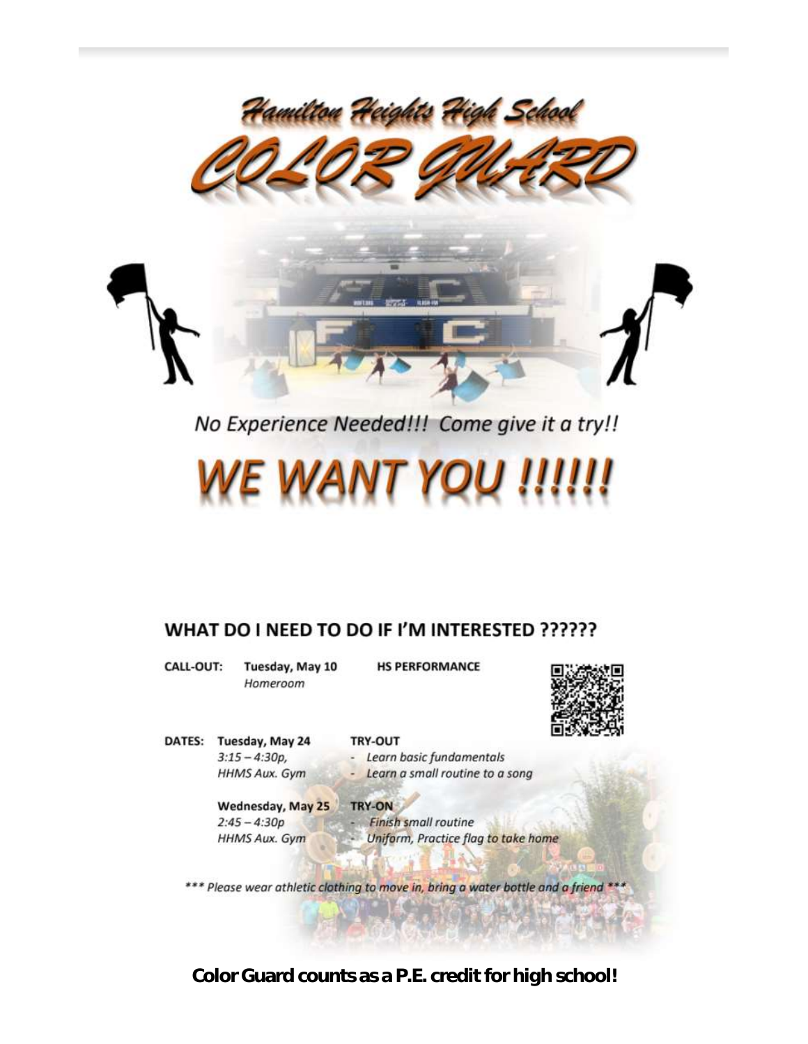# Hamilton Heights High School

# COLOR GUARD

*No Experience Needed!!! Come give it a try!!*

# WE WANT YOU !!!!!!

## WHAT DO I NEED TO DO IF I'M INTERESTED ??????

**CALL-OUT:** **Tuesday, May 10** — **HS PERFORMANCE**
*Homeroom*

**DATES:**

**Tuesday, May 24** — **TRY-OUT**
*3:15 – 4:30p,*
*HHMS Aux. Gym*
- *Learn basic fundamentals*
- *Learn a small routine to a song*

**Wednesday, May 25** — **TRY-ON**
*2:45 – 4:30p*
*HHMS Aux. Gym*
- *Finish small routine*
- *Uniform, Practice flag to take home*

*\*\*\* Please wear athletic clothing to move in, bring a water bottle and a friend \*\*\**

**Color Guard counts as a P.E. credit for high school!**